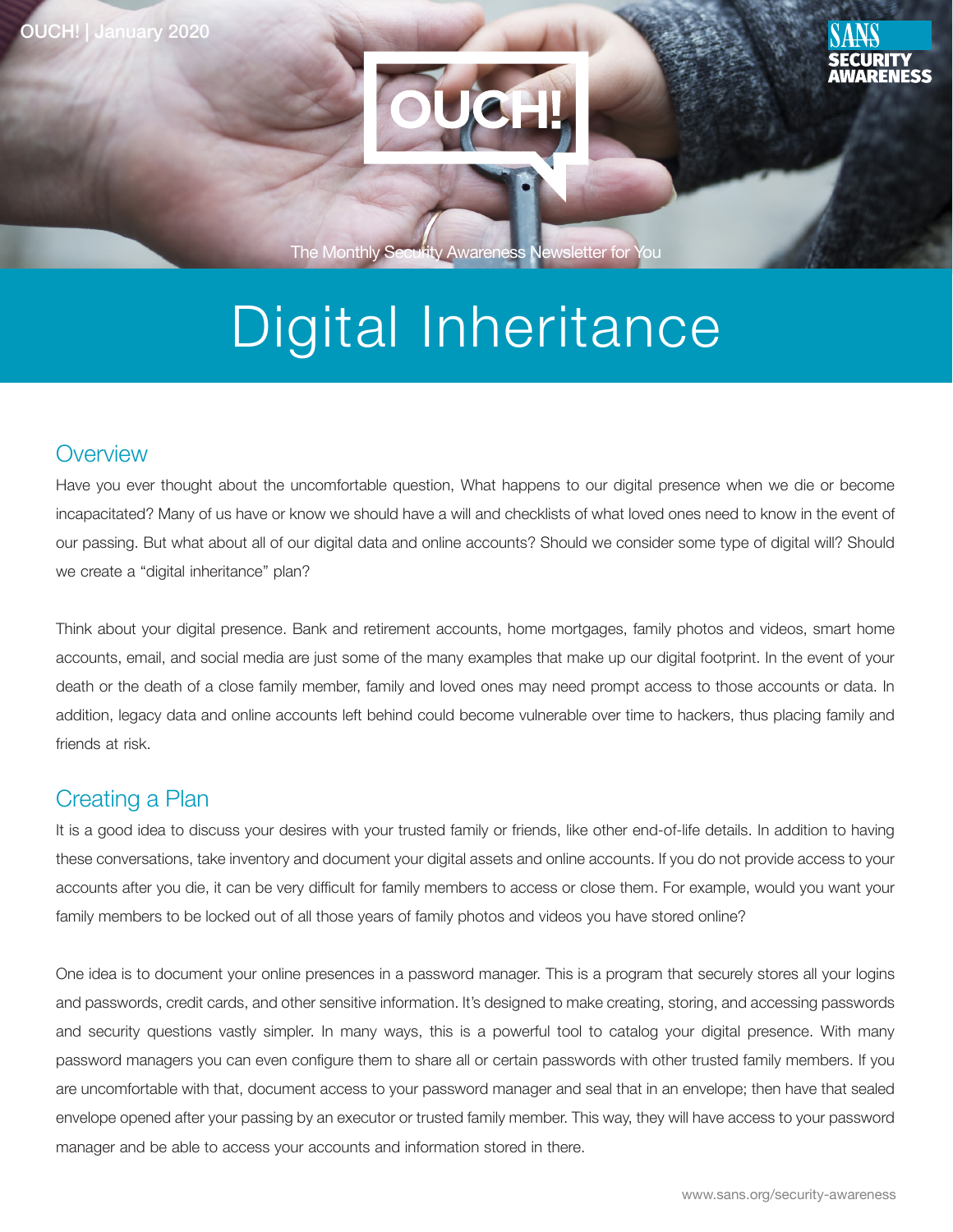# Digital Inheritance

## Overview

Have you ever thought about the uncomfortable question, What happens to our digital presence when we die or become incapacitated? Many of us have or know we should have a will and checklists of what loved ones need to know in the event of our passing. But what about all of our digital data and online accounts? Should we consider some type of digital will? Should we create a "digital inheritance" plan?

Think about your digital presence. Bank and retirement accounts, home mortgages, family photos and videos, smart home accounts, email, and social media are just some of the many examples that make up our digital footprint. In the event of your death or the death of a close family member, family and loved ones may need prompt access to those accounts or data. In addition, legacy data and online accounts left behind could become vulnerable over time to hackers, thus placing family and friends at risk.

## Creating a Plan

It is a good idea to discuss your desires with your trusted family or friends, like other end-of-life details. In addition to having these conversations, take inventory and document your digital assets and online accounts. If you do not provide access to your accounts after you die, it can be very difficult for family members to access or close them. For example, would you want your family members to be locked out of all those years of family photos and videos you have stored online?

One idea is to document your online presences in a password manager. This is a program that securely stores all your logins and passwords, credit cards, and other sensitive information. It's designed to make creating, storing, and accessing passwords and security questions vastly simpler. In many ways, this is a powerful tool to catalog your digital presence. With many password managers you can even configure them to share all or certain passwords with other trusted family members. If you are uncomfortable with that, document access to your password manager and seal that in an envelope; then have that sealed envelope opened after your passing by an executor or trusted family member. This way, they will have access to your password manager and be able to access your accounts and information stored in there.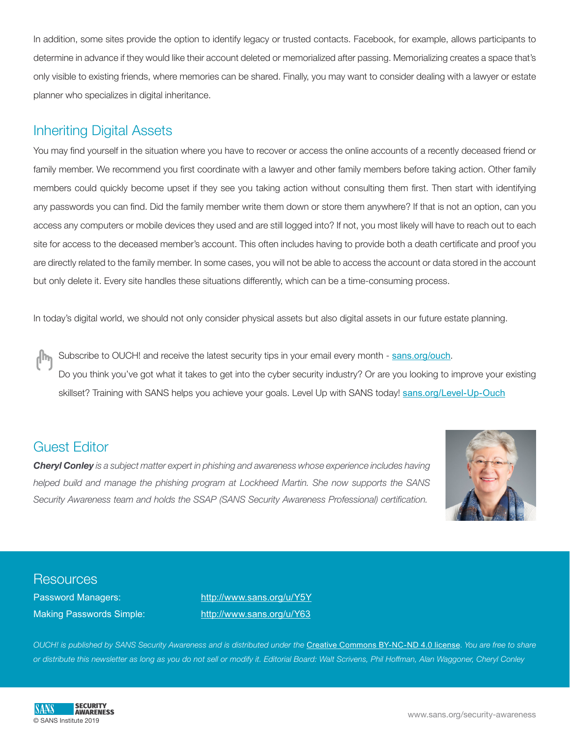In addition, some sites provide the option to identify legacy or trusted contacts. Facebook, for example, allows participants to determine in advance if they would like their account deleted or memorialized after passing. Memorializing creates a space that's only visible to existing friends, where memories can be shared. Finally, you may want to consider dealing with a lawyer or estate planner who specializes in digital inheritance.

## Inheriting Digital Assets

You may find yourself in the situation where you have to recover or access the online accounts of a recently deceased friend or family member. We recommend you first coordinate with a lawyer and other family members before taking action. Other family members could quickly become upset if they see you taking action without consulting them first. Then start with identifying any passwords you can find. Did the family member write them down or store them anywhere? If that is not an option, can you access any computers or mobile devices they used and are still logged into? If not, you most likely will have to reach out to each site for access to the deceased member's account. This often includes having to provide both a death certificate and proof you are directly related to the family member. In some cases, you will not be able to access the account or data stored in the account but only delete it. Every site handles these situations differently, which can be a time-consuming process.

In today's digital world, we should not only consider physical assets but also digital assets in our future estate planning.

Subscribe to OUCH! and receive the latest security tips in your email every month - sans.org/ouch.
Do you think you've got what it takes to get into the cyber security industry? Or are you looking to improve your existing skillset? Training with SANS helps you achieve your goals. Level Up with SANS today! sans.org/Level-Up-Ouch

## Guest Editor

***Cheryl Conley*** *is a subject matter expert in phishing and awareness whose experience includes having helped build and manage the phishing program at Lockheed Martin. She now supports the SANS Security Awareness team and holds the SSAP (SANS Security Awareness Professional) certification.*

## Resources

Password Managers: http://www.sans.org/u/Y5Y

Making Passwords Simple: http://www.sans.org/u/Y63

*OUCH! is published by SANS Security Awareness and is distributed under the Creative Commons BY-NC-ND 4.0 license. You are free to share or distribute this newsletter as long as you do not sell or modify it. Editorial Board: Walt Scrivens, Phil Hoffman, Alan Waggoner, Cheryl Conley*

© SANS Institute 2019

www.sans.org/security-awareness